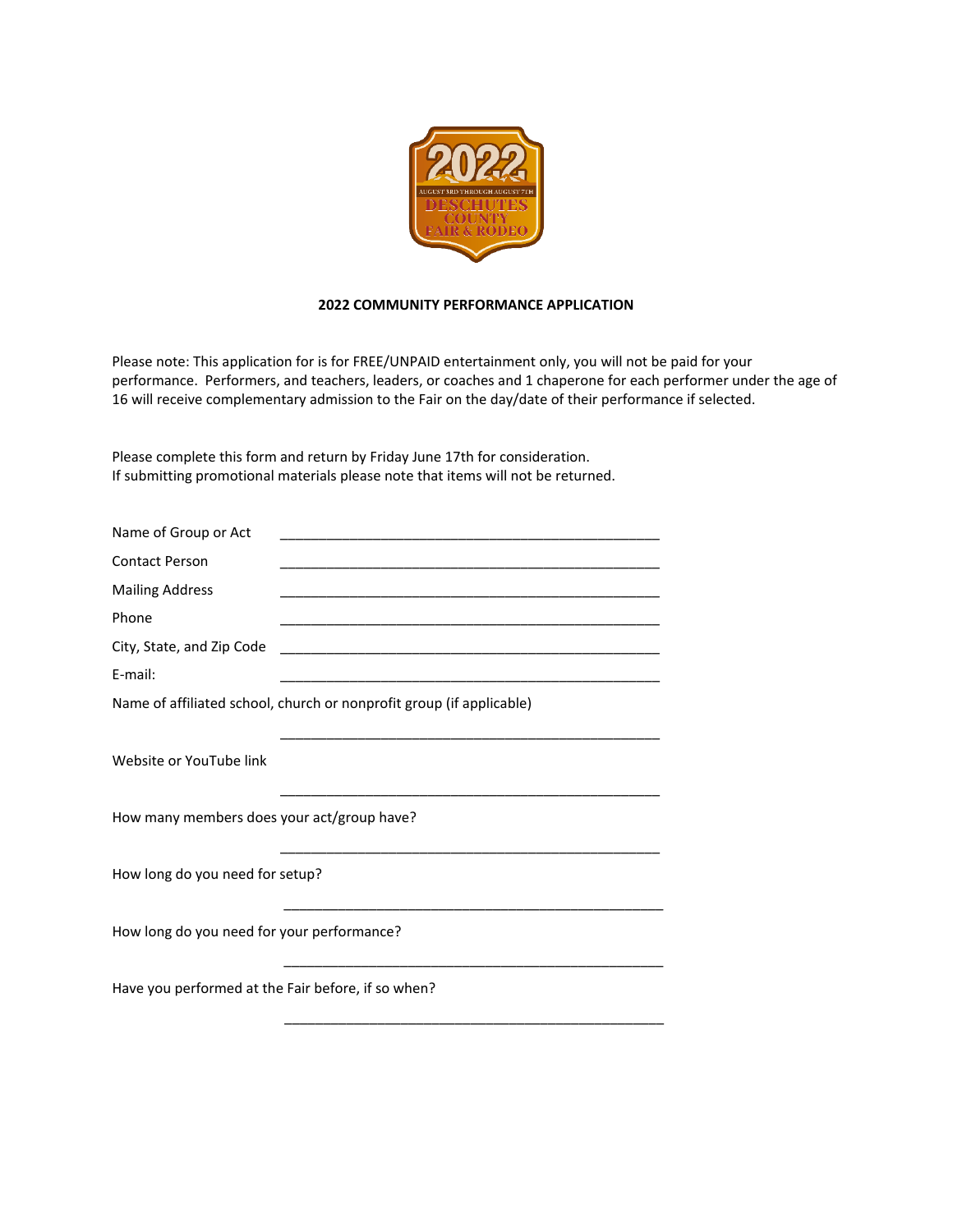2022

AUGUST 3RD THROUGH AUGUST 7TH

DESCHUTES COUNTY FAIR & RODEO

**2022 COMMUNITY PERFORMANCE APPLICATION**

Please note: This application for is for FREE/UNPAID entertainment only, you will not be paid for your performance. Performers, and teachers, leaders, or coaches and 1 chaperone for each performer under the age of 16 will receive complementary admission to the Fair on the day/date of their performance if selected.

Please complete this form and return by Friday June 17th for consideration.
If submitting promotional materials please note that items will not be returned.

Name of Group or Act ____________________________________________

Contact Person ____________________________________________

Mailing Address ____________________________________________

Phone ____________________________________________

City, State, and Zip Code ____________________________________________

E-mail: ____________________________________________

Name of affiliated school, church or nonprofit group (if applicable)

____________________________________________

Website or YouTube link

____________________________________________

How many members does your act/group have?

____________________________________________

How long do you need for setup?

____________________________________________

How long do you need for your performance?

____________________________________________

Have you performed at the Fair before, if so when?

____________________________________________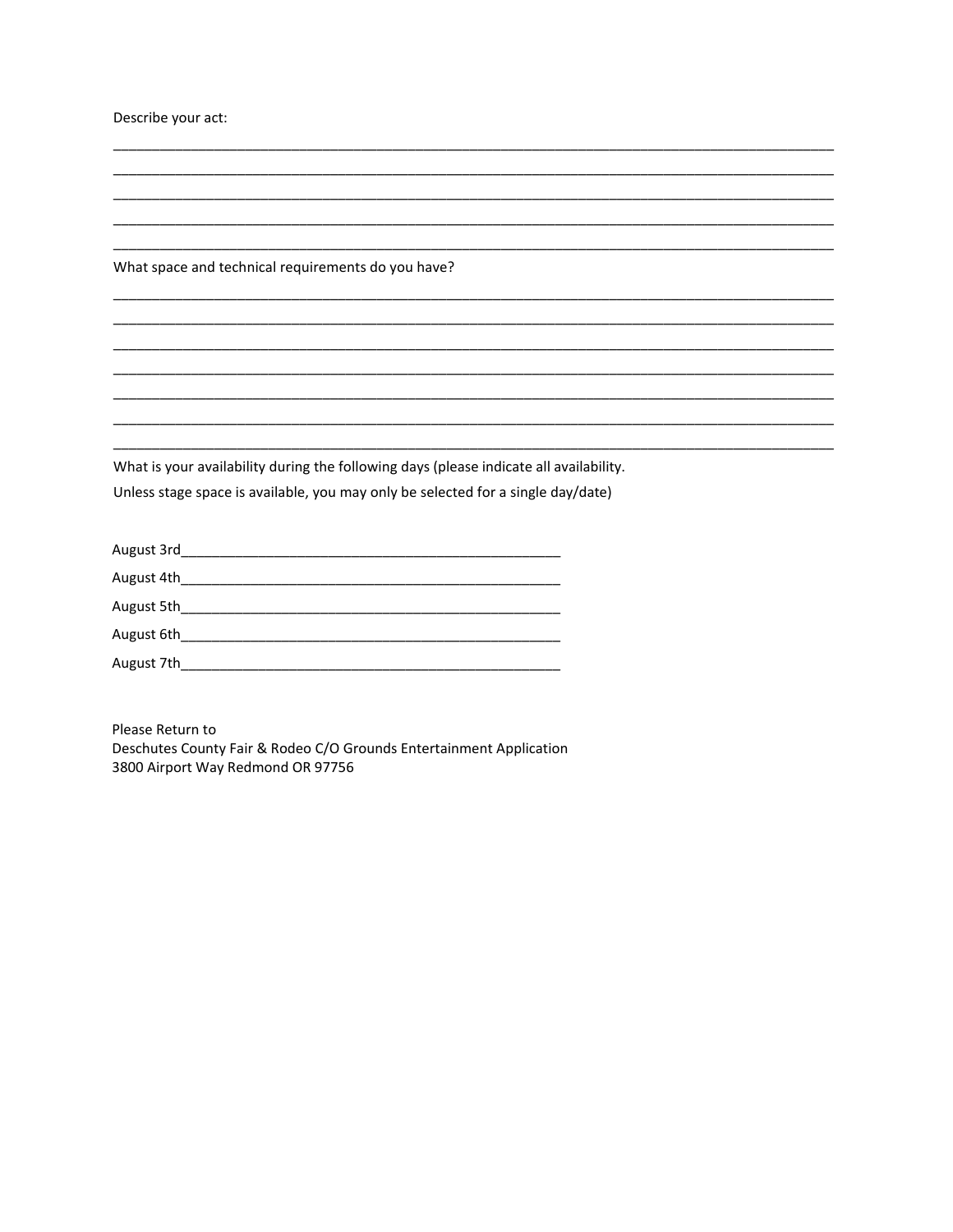Describe your act:

______________________________________________________________________________________________
______________________________________________________________________________________________
______________________________________________________________________________________________
______________________________________________________________________________________________
______________________________________________________________________________________________

What space and technical requirements do you have?

______________________________________________________________________________________________
______________________________________________________________________________________________
______________________________________________________________________________________________
______________________________________________________________________________________________
______________________________________________________________________________________________
______________________________________________________________________________________________
______________________________________________________________________________________________

What is your availability during the following days (please indicate all availability.
Unless stage space is available, you may only be selected for a single day/date)

August 3rd_______________________________________________

August 4th_______________________________________________

August 5th_______________________________________________

August 6th_______________________________________________

August 7th_______________________________________________

Please Return to
Deschutes County Fair & Rodeo C/O Grounds Entertainment Application
3800 Airport Way Redmond OR 97756